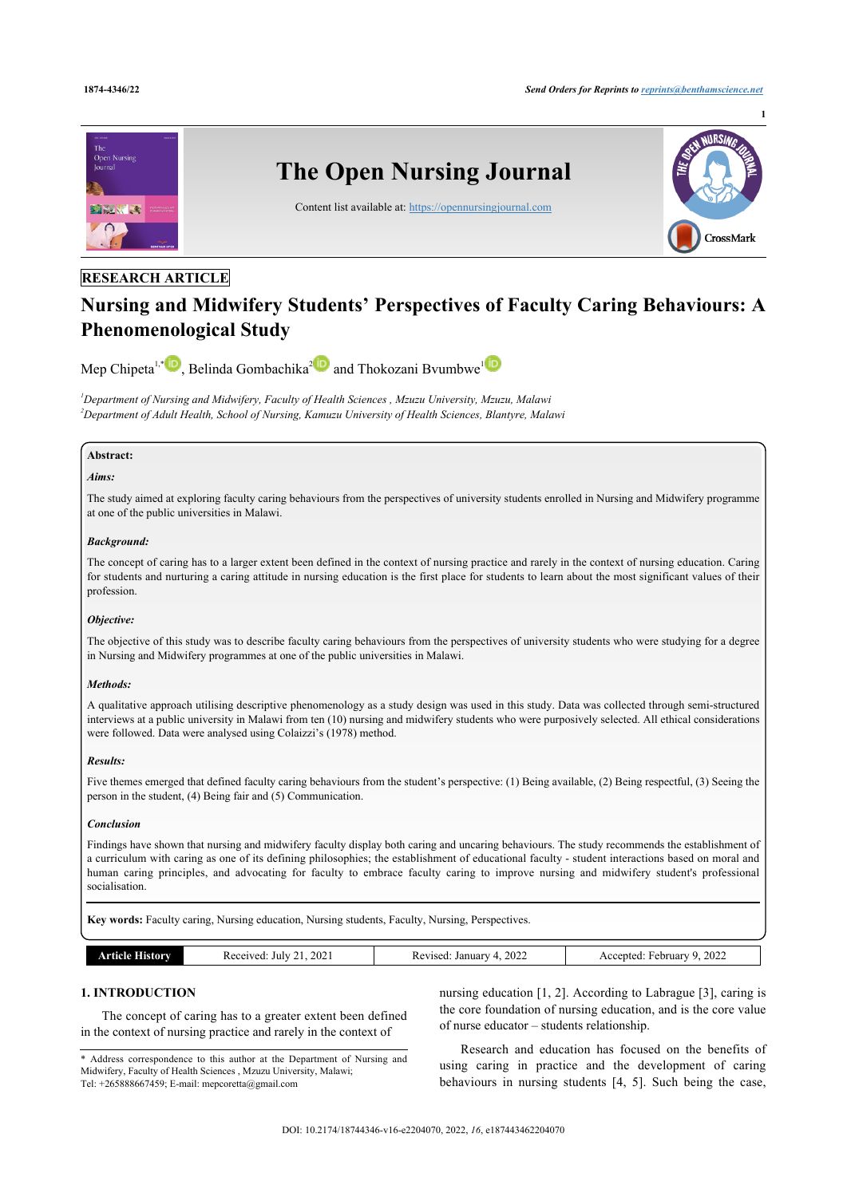RESEARCH ARTICLE

# Nursing and Midwifery Students' Perspectives of Faculty Caring Behaviours: A Phenomenological Study

Mep Chipeta[1,*], Belinda Gombachika[2] and Thokozani Bvumbwe[1]

[1] *Department of Nursing and Midwifery, Faculty of Health Sciences , Mzuzu University, Mzuzu, Malawi*
[2] *Department of Adult Health, School of Nursing, Kamuzu University of Health Sciences, Blantyre, Malawi*

**Abstract:**

***Aims:***

The study aimed at exploring faculty caring behaviours from the perspectives of university students enrolled in Nursing and Midwifery programme at one of the public universities in Malawi.

***Background:***

The concept of caring has to a larger extent been defined in the context of nursing practice and rarely in the context of nursing education. Caring for students and nurturing a caring attitude in nursing education is the first place for students to learn about the most significant values of their profession.

***Objective:***

The objective of this study was to describe faculty caring behaviours from the perspectives of university students who were studying for a degree in Nursing and Midwifery programmes at one of the public universities in Malawi.

***Methods:***

A qualitative approach utilising descriptive phenomenology as a study design was used in this study. Data was collected through semi-structured interviews at a public university in Malawi from ten (10) nursing and midwifery students who were purposively selected. All ethical considerations were followed. Data were analysed using Colaizzi's (1978) method.

***Results:***

Five themes emerged that defined faculty caring behaviours from the student's perspective: (1) Being available, (2) Being respectful, (3) Seeing the person in the student, (4) Being fair and (5) Communication.

***Conclusion***

Findings have shown that nursing and midwifery faculty display both caring and uncaring behaviours. The study recommends the establishment of a curriculum with caring as one of its defining philosophies; the establishment of educational faculty - student interactions based on moral and human caring principles, and advocating for faculty to embrace faculty caring to improve nursing and midwifery student's professional socialisation.

**Key words:** Faculty caring, Nursing education, Nursing students, Faculty, Nursing, Perspectives.

| Article History | Received: July 21, 2021 | Revised: January 4, 2022 | Accepted: February 9, 2022 |
|---|---|---|---|

## 1. INTRODUCTION

The concept of caring has to a greater extent been defined in the context of nursing practice and rarely in the context of nursing education [1, 2]. According to Labrague [3], caring is the core foundation of nursing education, and is the core value of nurse educator – students relationship.

Research and education has focused on the benefits of using caring in practice and the development of caring behaviours in nursing students [4, 5]. Such being the case,

\* Address correspondence to this author at the Department of Nursing and Midwifery, Faculty of Health Sciences , Mzuzu University, Malawi;
Tel: +265888667459; E-mail: mepcoretta@gmail.com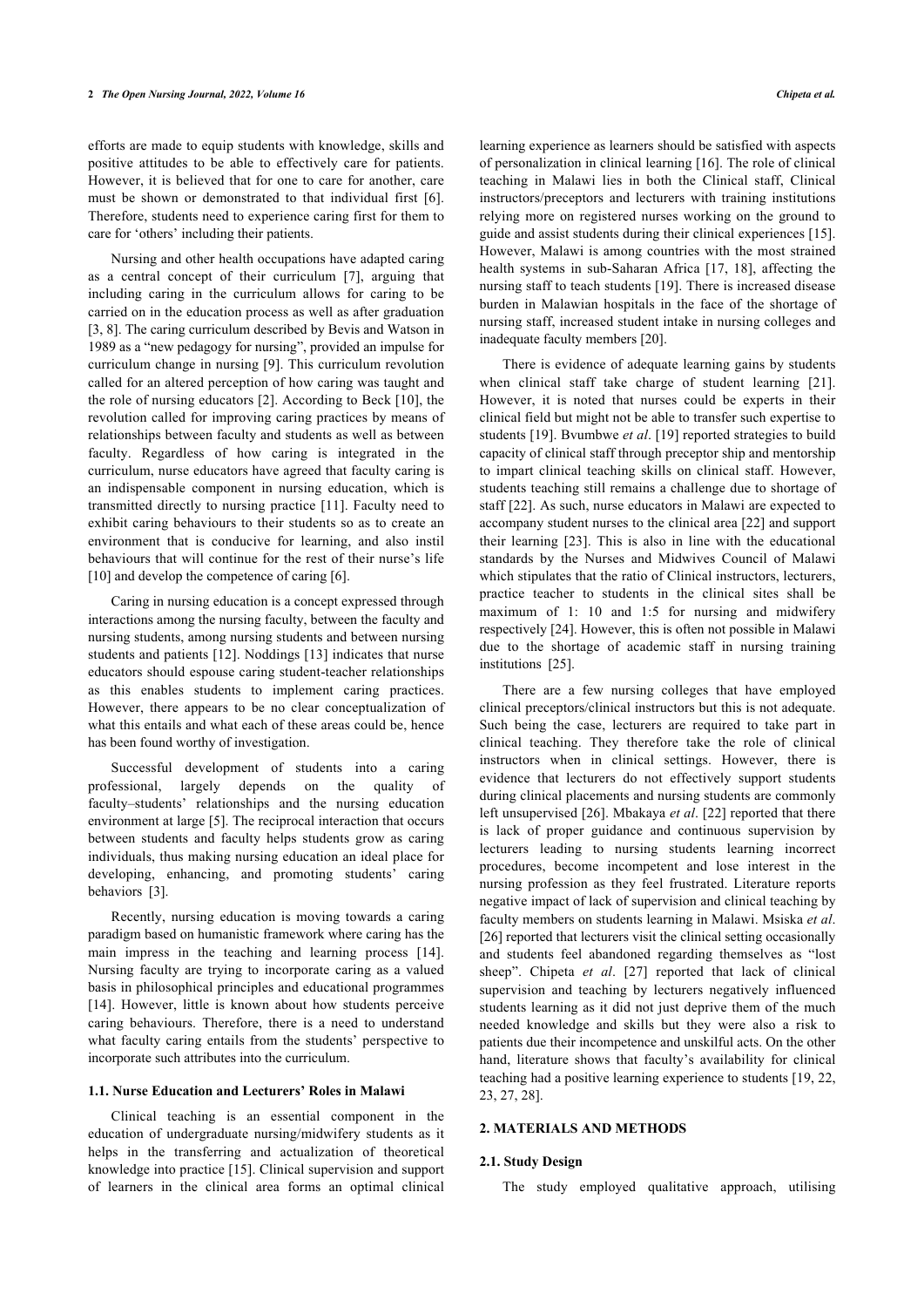efforts are made to equip students with knowledge, skills and positive attitudes to be able to effectively care for patients. However, it is believed that for one to care for another, care must be shown or demonstrated to that individual first [6]. Therefore, students need to experience caring first for them to care for 'others' including their patients.

Nursing and other health occupations have adapted caring as a central concept of their curriculum [7], arguing that including caring in the curriculum allows for caring to be carried on in the education process as well as after graduation [3, 8]. The caring curriculum described by Bevis and Watson in 1989 as a "new pedagogy for nursing", provided an impulse for curriculum change in nursing [9]. This curriculum revolution called for an altered perception of how caring was taught and the role of nursing educators [2]. According to Beck [10], the revolution called for improving caring practices by means of relationships between faculty and students as well as between faculty. Regardless of how caring is integrated in the curriculum, nurse educators have agreed that faculty caring is an indispensable component in nursing education, which is transmitted directly to nursing practice [11]. Faculty need to exhibit caring behaviours to their students so as to create an environment that is conducive for learning, and also instil behaviours that will continue for the rest of their nurse's life [10] and develop the competence of caring [6].

Caring in nursing education is a concept expressed through interactions among the nursing faculty, between the faculty and nursing students, among nursing students and between nursing students and patients [12]. Noddings [13] indicates that nurse educators should espouse caring student-teacher relationships as this enables students to implement caring practices. However, there appears to be no clear conceptualization of what this entails and what each of these areas could be, hence has been found worthy of investigation.

Successful development of students into a caring professional, largely depends on the quality of faculty–students' relationships and the nursing education environment at large [5]. The reciprocal interaction that occurs between students and faculty helps students grow as caring individuals, thus making nursing education an ideal place for developing, enhancing, and promoting students' caring behaviors [3].

Recently, nursing education is moving towards a caring paradigm based on humanistic framework where caring has the main impress in the teaching and learning process [14]. Nursing faculty are trying to incorporate caring as a valued basis in philosophical principles and educational programmes [14]. However, little is known about how students perceive caring behaviours. Therefore, there is a need to understand what faculty caring entails from the students' perspective to incorporate such attributes into the curriculum.

### 1.1. Nurse Education and Lecturers' Roles in Malawi

Clinical teaching is an essential component in the education of undergraduate nursing/midwifery students as it helps in the transferring and actualization of theoretical knowledge into practice [15]. Clinical supervision and support of learners in the clinical area forms an optimal clinical learning experience as learners should be satisfied with aspects of personalization in clinical learning [16]. The role of clinical teaching in Malawi lies in both the Clinical staff, Clinical instructors/preceptors and lecturers with training institutions relying more on registered nurses working on the ground to guide and assist students during their clinical experiences [15]. However, Malawi is among countries with the most strained health systems in sub-Saharan Africa [17, 18], affecting the nursing staff to teach students [19]. There is increased disease burden in Malawian hospitals in the face of the shortage of nursing staff, increased student intake in nursing colleges and inadequate faculty members [20].

There is evidence of adequate learning gains by students when clinical staff take charge of student learning [21]. However, it is noted that nurses could be experts in their clinical field but might not be able to transfer such expertise to students [19]. Bvumbwe *et al*. [19] reported strategies to build capacity of clinical staff through preceptor ship and mentorship to impart clinical teaching skills on clinical staff. However, students teaching still remains a challenge due to shortage of staff [22]. As such, nurse educators in Malawi are expected to accompany student nurses to the clinical area [22] and support their learning [23]. This is also in line with the educational standards by the Nurses and Midwives Council of Malawi which stipulates that the ratio of Clinical instructors, lecturers, practice teacher to students in the clinical sites shall be maximum of 1: 10 and 1:5 for nursing and midwifery respectively [24]. However, this is often not possible in Malawi due to the shortage of academic staff in nursing training institutions [25].

There are a few nursing colleges that have employed clinical preceptors/clinical instructors but this is not adequate. Such being the case, lecturers are required to take part in clinical teaching. They therefore take the role of clinical instructors when in clinical settings. However, there is evidence that lecturers do not effectively support students during clinical placements and nursing students are commonly left unsupervised [26]. Mbakaya *et al*. [22] reported that there is lack of proper guidance and continuous supervision by lecturers leading to nursing students learning incorrect procedures, become incompetent and lose interest in the nursing profession as they feel frustrated. Literature reports negative impact of lack of supervision and clinical teaching by faculty members on students learning in Malawi. Msiska *et al*. [26] reported that lecturers visit the clinical setting occasionally and students feel abandoned regarding themselves as "lost sheep". Chipeta *et al*. [27] reported that lack of clinical supervision and teaching by lecturers negatively influenced students learning as it did not just deprive them of the much needed knowledge and skills but they were also a risk to patients due their incompetence and unskilful acts. On the other hand, literature shows that faculty's availability for clinical teaching had a positive learning experience to students [19, 22, 23, 27, 28].

## 2. MATERIALS AND METHODS

### 2.1. Study Design

The study employed qualitative approach, utilising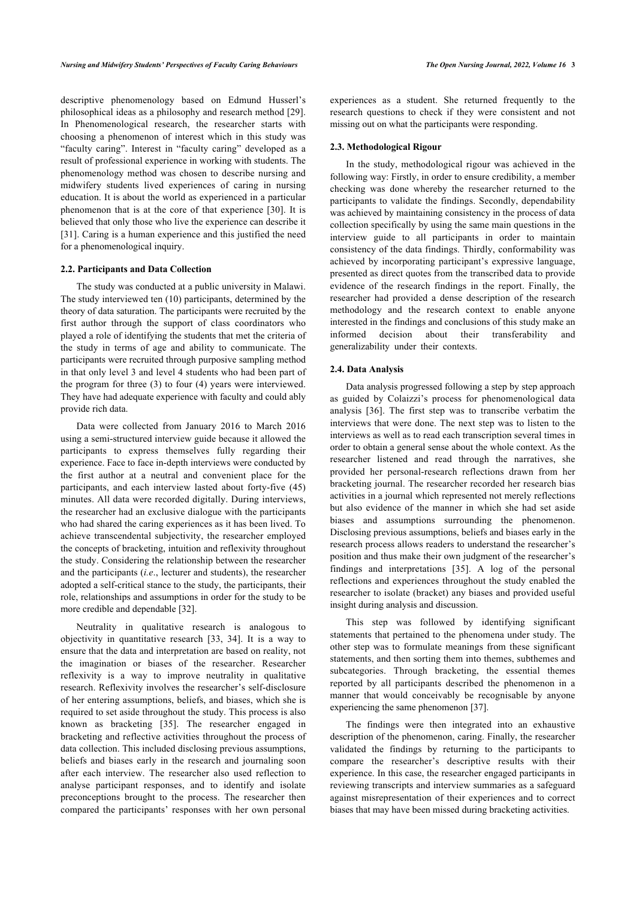descriptive phenomenology based on Edmund Husserl's philosophical ideas as a philosophy and research method [29]. In Phenomenological research, the researcher starts with choosing a phenomenon of interest which in this study was "faculty caring". Interest in "faculty caring" developed as a result of professional experience in working with students. The phenomenology method was chosen to describe nursing and midwifery students lived experiences of caring in nursing education. It is about the world as experienced in a particular phenomenon that is at the core of that experience [30]. It is believed that only those who live the experience can describe it [31]. Caring is a human experience and this justified the need for a phenomenological inquiry.

### 2.2. Participants and Data Collection

The study was conducted at a public university in Malawi. The study interviewed ten (10) participants, determined by the theory of data saturation. The participants were recruited by the first author through the support of class coordinators who played a role of identifying the students that met the criteria of the study in terms of age and ability to communicate. The participants were recruited through purposive sampling method in that only level 3 and level 4 students who had been part of the program for three (3) to four (4) years were interviewed. They have had adequate experience with faculty and could ably provide rich data.

Data were collected from January 2016 to March 2016 using a semi-structured interview guide because it allowed the participants to express themselves fully regarding their experience. Face to face in-depth interviews were conducted by the first author at a neutral and convenient place for the participants, and each interview lasted about forty-five (45) minutes. All data were recorded digitally. During interviews, the researcher had an exclusive dialogue with the participants who had shared the caring experiences as it has been lived. To achieve transcendental subjectivity, the researcher employed the concepts of bracketing, intuition and reflexivity throughout the study. Considering the relationship between the researcher and the participants (*i.e*., lecturer and students), the researcher adopted a self-critical stance to the study, the participants, their role, relationships and assumptions in order for the study to be more credible and dependable [32].

Neutrality in qualitative research is analogous to objectivity in quantitative research [33, 34]. It is a way to ensure that the data and interpretation are based on reality, not the imagination or biases of the researcher. Researcher reflexivity is a way to improve neutrality in qualitative research. Reflexivity involves the researcher's self-disclosure of her entering assumptions, beliefs, and biases, which she is required to set aside throughout the study. This process is also known as bracketing [35]. The researcher engaged in bracketing and reflective activities throughout the process of data collection. This included disclosing previous assumptions, beliefs and biases early in the research and journaling soon after each interview. The researcher also used reflection to analyse participant responses, and to identify and isolate preconceptions brought to the process. The researcher then compared the participants' responses with her own personal experiences as a student. She returned frequently to the research questions to check if they were consistent and not missing out on what the participants were responding.

### 2.3. Methodological Rigour

In the study, methodological rigour was achieved in the following way: Firstly, in order to ensure credibility, a member checking was done whereby the researcher returned to the participants to validate the findings. Secondly, dependability was achieved by maintaining consistency in the process of data collection specifically by using the same main questions in the interview guide to all participants in order to maintain consistency of the data findings. Thirdly, conformability was achieved by incorporating participant's expressive language, presented as direct quotes from the transcribed data to provide evidence of the research findings in the report. Finally, the researcher had provided a dense description of the research methodology and the research context to enable anyone interested in the findings and conclusions of this study make an informed decision about their transferability and generalizability under their contexts.

### 2.4. Data Analysis

Data analysis progressed following a step by step approach as guided by Colaizzi's process for phenomenological data analysis [36]. The first step was to transcribe verbatim the interviews that were done. The next step was to listen to the interviews as well as to read each transcription several times in order to obtain a general sense about the whole context. As the researcher listened and read through the narratives, she provided her personal-research reflections drawn from her bracketing journal. The researcher recorded her research bias activities in a journal which represented not merely reflections but also evidence of the manner in which she had set aside biases and assumptions surrounding the phenomenon. Disclosing previous assumptions, beliefs and biases early in the research process allows readers to understand the researcher's position and thus make their own judgment of the researcher's findings and interpretations [35]. A log of the personal reflections and experiences throughout the study enabled the researcher to isolate (bracket) any biases and provided useful insight during analysis and discussion.

This step was followed by identifying significant statements that pertained to the phenomena under study. The other step was to formulate meanings from these significant statements, and then sorting them into themes, subthemes and subcategories. Through bracketing, the essential themes reported by all participants described the phenomenon in a manner that would conceivably be recognisable by anyone experiencing the same phenomenon [37].

The findings were then integrated into an exhaustive description of the phenomenon, caring. Finally, the researcher validated the findings by returning to the participants to compare the researcher's descriptive results with their experience. In this case, the researcher engaged participants in reviewing transcripts and interview summaries as a safeguard against misrepresentation of their experiences and to correct biases that may have been missed during bracketing activities.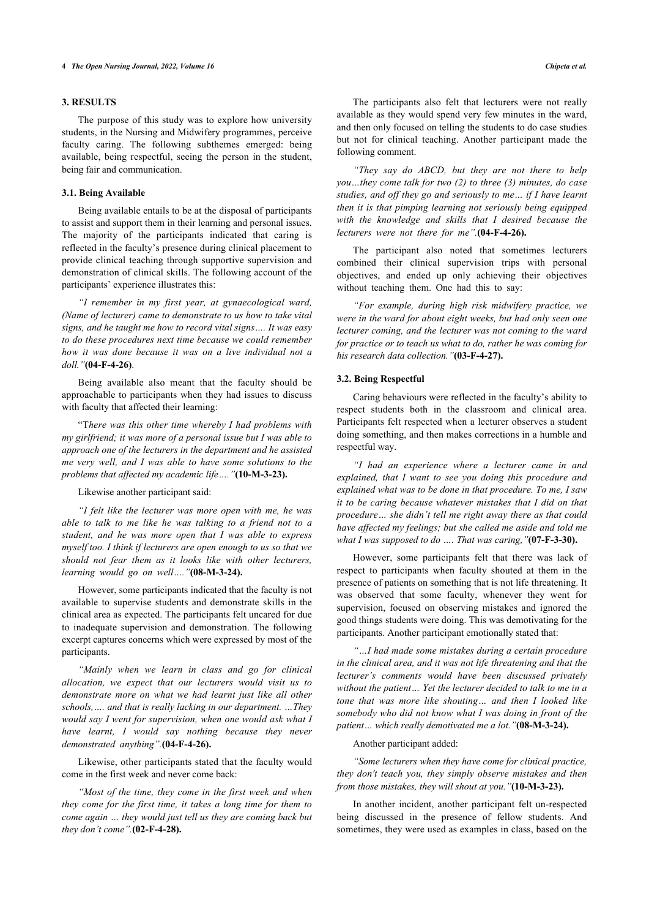## 3. RESULTS

The purpose of this study was to explore how university students, in the Nursing and Midwifery programmes, perceive faculty caring. The following subthemes emerged: being available, being respectful, seeing the person in the student, being fair and communication.

### 3.1. Being Available

Being available entails to be at the disposal of participants to assist and support them in their learning and personal issues. The majority of the participants indicated that caring is reflected in the faculty's presence during clinical placement to provide clinical teaching through supportive supervision and demonstration of clinical skills. The following account of the participants' experience illustrates this:

*"I remember in my first year, at gynaecological ward, (Name of lecturer) came to demonstrate to us how to take vital signs, and he taught me how to record vital signs…. It was easy to do these procedures next time because we could remember how it was done because it was on a live individual not a doll."* **(04-F-4-26)**.

Being available also meant that the faculty should be approachable to participants when they had issues to discuss with faculty that affected their learning:

"*There was this other time whereby I had problems with my girlfriend; it was more of a personal issue but I was able to approach one of the lecturers in the department and he assisted me very well, and I was able to have some solutions to the problems that affected my academic life…."* **(10-M-3-23).**

Likewise another participant said:

*"I felt like the lecturer was more open with me, he was able to talk to me like he was talking to a friend not to a student, and he was more open that I was able to express myself too. I think if lecturers are open enough to us so that we should not fear them as it looks like with other lecturers, learning would go on well…."* **(08-M-3-24).**

However, some participants indicated that the faculty is not available to supervise students and demonstrate skills in the clinical area as expected. The participants felt uncared for due to inadequate supervision and demonstration. The following excerpt captures concerns which were expressed by most of the participants.

*"Mainly when we learn in class and go for clinical allocation, we expect that our lecturers would visit us to demonstrate more on what we had learnt just like all other schools,…. and that is really lacking in our department. …They would say I went for supervision, when one would ask what I have learnt, I would say nothing because they never demonstrated anything".* **(04-F-4-26).**

Likewise, other participants stated that the faculty would come in the first week and never come back:

*"Most of the time, they come in the first week and when they come for the first time, it takes a long time for them to come again … they would just tell us they are coming back but they don't come".* **(02-F-4-28).**

The participants also felt that lecturers were not really available as they would spend very few minutes in the ward, and then only focused on telling the students to do case studies but not for clinical teaching. Another participant made the following comment.

*"They say do ABCD, but they are not there to help you…they come talk for two (2) to three (3) minutes, do case studies, and off they go and seriously to me… if I have learnt then it is that pimping learning not seriously being equipped with the knowledge and skills that I desired because the lecturers were not there for me".* **(04-F-4-26).**

The participant also noted that sometimes lecturers combined their clinical supervision trips with personal objectives, and ended up only achieving their objectives without teaching them. One had this to say:

*"For example, during high risk midwifery practice, we were in the ward for about eight weeks, but had only seen one lecturer coming, and the lecturer was not coming to the ward for practice or to teach us what to do, rather he was coming for his research data collection."* **(03-F-4-27).**

### 3.2. Being Respectful

Caring behaviours were reflected in the faculty's ability to respect students both in the classroom and clinical area. Participants felt respected when a lecturer observes a student doing something, and then makes corrections in a humble and respectful way.

*"I had an experience where a lecturer came in and explained, that I want to see you doing this procedure and explained what was to be done in that procedure. To me, I saw it to be caring because whatever mistakes that I did on that procedure… she didn't tell me right away there as that could have affected my feelings; but she called me aside and told me what I was supposed to do …. That was caring,"* **(07-F-3-30).**

However, some participants felt that there was lack of respect to participants when faculty shouted at them in the presence of patients on something that is not life threatening. It was observed that some faculty, whenever they went for supervision, focused on observing mistakes and ignored the good things students were doing. This was demotivating for the participants. Another participant emotionally stated that:

*"…I had made some mistakes during a certain procedure in the clinical area, and it was not life threatening and that the lecturer's comments would have been discussed privately without the patient… Yet the lecturer decided to talk to me in a tone that was more like shouting… and then I looked like somebody who did not know what I was doing in front of the patient… which really demotivated me a lot."* **(08-M-3-24).**

Another participant added:

*"Some lecturers when they have come for clinical practice, they don't teach you, they simply observe mistakes and then from those mistakes, they will shout at you."* **(10-M-3-23).**

In another incident, another participant felt un-respected being discussed in the presence of fellow students. And sometimes, they were used as examples in class, based on the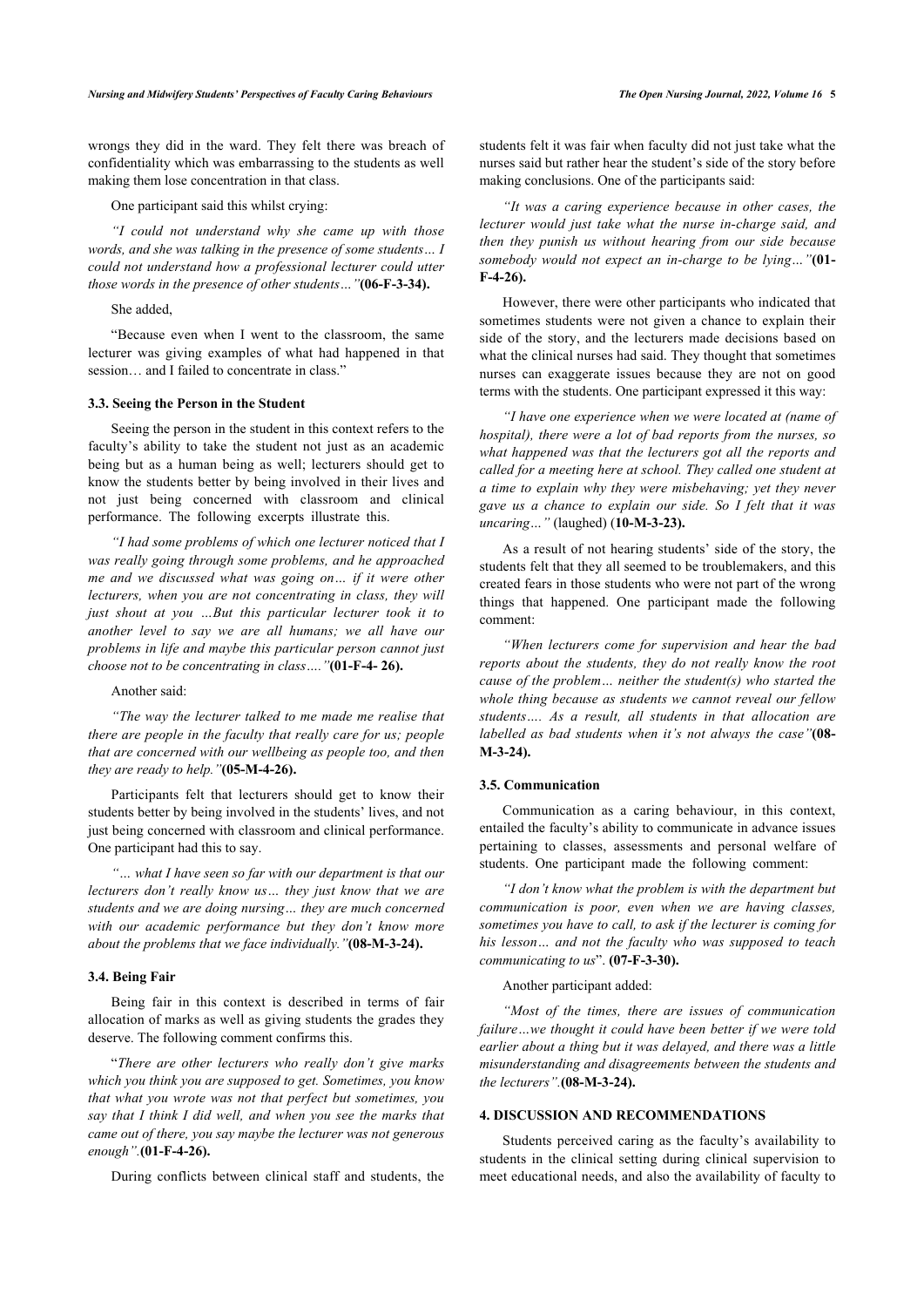wrongs they did in the ward. They felt there was breach of confidentiality which was embarrassing to the students as well making them lose concentration in that class.

One participant said this whilst crying:

*"I could not understand why she came up with those words, and she was talking in the presence of some students… I could not understand how a professional lecturer could utter those words in the presence of other students…"* **(06-F-3-34).**

She added,

"Because even when I went to the classroom, the same lecturer was giving examples of what had happened in that session… and I failed to concentrate in class."

### 3.3. Seeing the Person in the Student

Seeing the person in the student in this context refers to the faculty's ability to take the student not just as an academic being but as a human being as well; lecturers should get to know the students better by being involved in their lives and not just being concerned with classroom and clinical performance. The following excerpts illustrate this.

*"I had some problems of which one lecturer noticed that I was really going through some problems, and he approached me and we discussed what was going on… if it were other lecturers, when you are not concentrating in class, they will just shout at you …But this particular lecturer took it to another level to say we are all humans; we all have our problems in life and maybe this particular person cannot just choose not to be concentrating in class…."* **(01-F-4- 26).**

Another said:

*"The way the lecturer talked to me made me realise that there are people in the faculty that really care for us; people that are concerned with our wellbeing as people too, and then they are ready to help."* **(05-M-4-26).**

Participants felt that lecturers should get to know their students better by being involved in the students' lives, and not just being concerned with classroom and clinical performance. One participant had this to say.

*"… what I have seen so far with our department is that our lecturers don't really know us… they just know that we are students and we are doing nursing… they are much concerned with our academic performance but they don't know more about the problems that we face individually."* **(08-M-3-24).**

### 3.4. Being Fair

Being fair in this context is described in terms of fair allocation of marks as well as giving students the grades they deserve. The following comment confirms this.

"*There are other lecturers who really don't give marks which you think you are supposed to get. Sometimes, you know that what you wrote was not that perfect but sometimes, you say that I think I did well, and when you see the marks that came out of there, you say maybe the lecturer was not generous enough".* **(01-F-4-26).**

During conflicts between clinical staff and students, the students felt it was fair when faculty did not just take what the nurses said but rather hear the student's side of the story before making conclusions. One of the participants said:

*"It was a caring experience because in other cases, the lecturer would just take what the nurse in-charge said, and then they punish us without hearing from our side because somebody would not expect an in-charge to be lying…"* **(01-F-4-26).**

However, there were other participants who indicated that sometimes students were not given a chance to explain their side of the story, and the lecturers made decisions based on what the clinical nurses had said. They thought that sometimes nurses can exaggerate issues because they are not on good terms with the students. One participant expressed it this way:

*"I have one experience when we were located at (name of hospital), there were a lot of bad reports from the nurses, so what happened was that the lecturers got all the reports and called for a meeting here at school. They called one student at a time to explain why they were misbehaving; yet they never gave us a chance to explain our side. So I felt that it was uncaring…"* (laughed) (**10-M-3-23).**

As a result of not hearing students' side of the story, the students felt that they all seemed to be troublemakers, and this created fears in those students who were not part of the wrong things that happened. One participant made the following comment:

*"When lecturers come for supervision and hear the bad reports about the students, they do not really know the root cause of the problem… neither the student(s) who started the whole thing because as students we cannot reveal our fellow students…. As a result, all students in that allocation are labelled as bad students when it's not always the case"* **(08-M-3-24).**

### 3.5. Communication

Communication as a caring behaviour, in this context, entailed the faculty's ability to communicate in advance issues pertaining to classes, assessments and personal welfare of students. One participant made the following comment:

*"I don't know what the problem is with the department but communication is poor, even when we are having classes, sometimes you have to call, to ask if the lecturer is coming for his lesson… and not the faculty who was supposed to teach communicating to us*". **(07-F-3-30).**

Another participant added:

*"Most of the times, there are issues of communication failure…we thought it could have been better if we were told earlier about a thing but it was delayed, and there was a little misunderstanding and disagreements between the students and the lecturers".* **(08-M-3-24).**

## 4. DISCUSSION AND RECOMMENDATIONS

Students perceived caring as the faculty's availability to students in the clinical setting during clinical supervision to meet educational needs, and also the availability of faculty to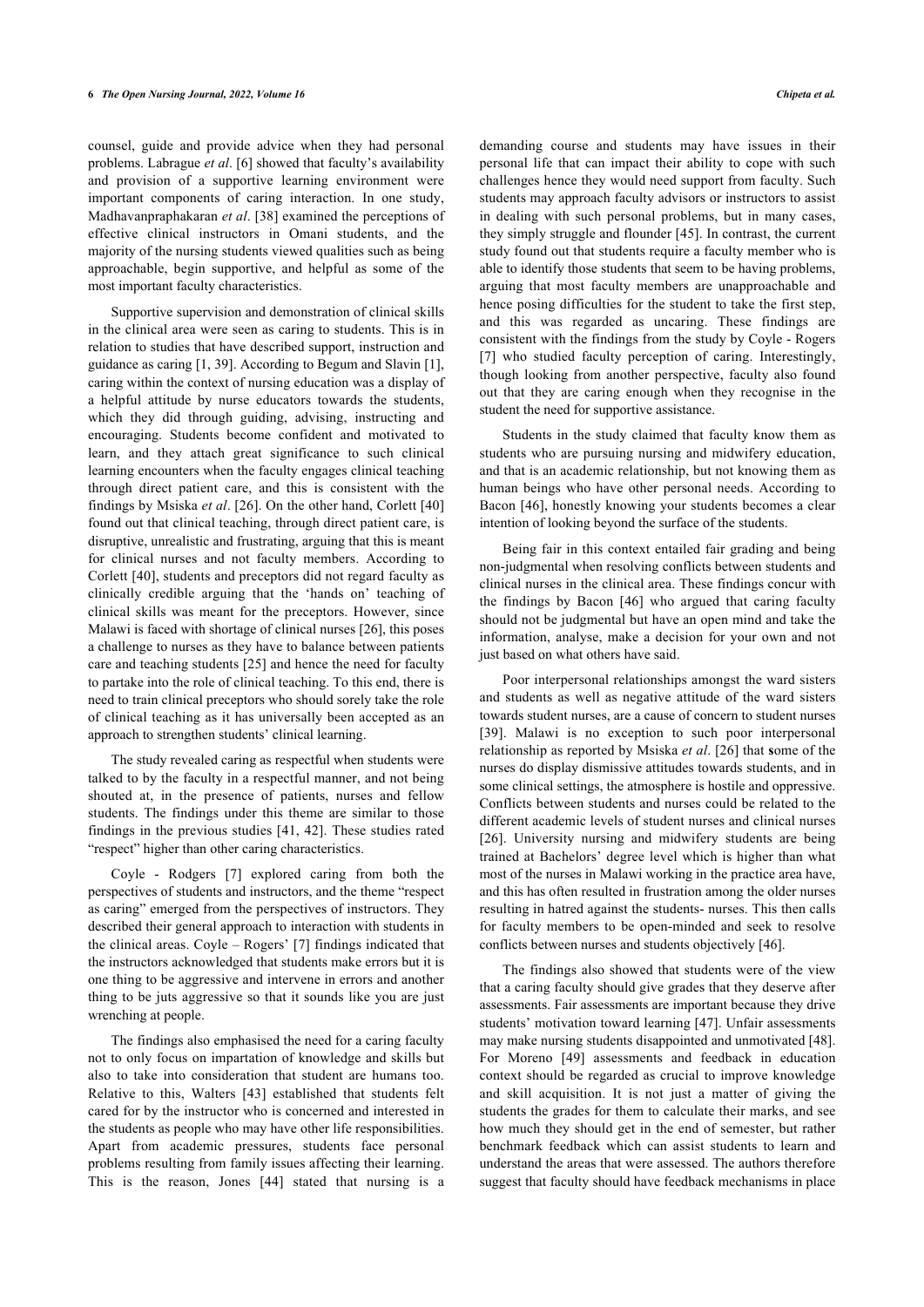counsel, guide and provide advice when they had personal problems. Labrague *et al*. [6] showed that faculty's availability and provision of a supportive learning environment were important components of caring interaction. In one study, Madhavanpraphakaran *et al*. [38] examined the perceptions of effective clinical instructors in Omani students, and the majority of the nursing students viewed qualities such as being approachable, begin supportive, and helpful as some of the most important faculty characteristics.

Supportive supervision and demonstration of clinical skills in the clinical area were seen as caring to students. This is in relation to studies that have described support, instruction and guidance as caring [1, 39]. According to Begum and Slavin [1], caring within the context of nursing education was a display of a helpful attitude by nurse educators towards the students, which they did through guiding, advising, instructing and encouraging. Students become confident and motivated to learn, and they attach great significance to such clinical learning encounters when the faculty engages clinical teaching through direct patient care, and this is consistent with the findings by Msiska *et al*. [26]. On the other hand, Corlett [40] found out that clinical teaching, through direct patient care, is disruptive, unrealistic and frustrating, arguing that this is meant for clinical nurses and not faculty members. According to Corlett [40], students and preceptors did not regard faculty as clinically credible arguing that the 'hands on' teaching of clinical skills was meant for the preceptors. However, since Malawi is faced with shortage of clinical nurses [26], this poses a challenge to nurses as they have to balance between patients care and teaching students [25] and hence the need for faculty to partake into the role of clinical teaching. To this end, there is need to train clinical preceptors who should sorely take the role of clinical teaching as it has universally been accepted as an approach to strengthen students' clinical learning.

The study revealed caring as respectful when students were talked to by the faculty in a respectful manner, and not being shouted at, in the presence of patients, nurses and fellow students. The findings under this theme are similar to those findings in the previous studies [41, 42]. These studies rated "respect" higher than other caring characteristics.

Coyle - Rodgers [7] explored caring from both the perspectives of students and instructors, and the theme "respect as caring" emerged from the perspectives of instructors. They described their general approach to interaction with students in the clinical areas. Coyle – Rogers' [7] findings indicated that the instructors acknowledged that students make errors but it is one thing to be aggressive and intervene in errors and another thing to be juts aggressive so that it sounds like you are just wrenching at people.

The findings also emphasised the need for a caring faculty not to only focus on impartation of knowledge and skills but also to take into consideration that student are humans too. Relative to this, Walters [43] established that students felt cared for by the instructor who is concerned and interested in the students as people who may have other life responsibilities. Apart from academic pressures, students face personal problems resulting from family issues affecting their learning. This is the reason, Jones [44] stated that nursing is a demanding course and students may have issues in their personal life that can impact their ability to cope with such challenges hence they would need support from faculty. Such students may approach faculty advisors or instructors to assist in dealing with such personal problems, but in many cases, they simply struggle and flounder [45]. In contrast, the current study found out that students require a faculty member who is able to identify those students that seem to be having problems, arguing that most faculty members are unapproachable and hence posing difficulties for the student to take the first step, and this was regarded as uncaring. These findings are consistent with the findings from the study by Coyle - Rogers [7] who studied faculty perception of caring. Interestingly, though looking from another perspective, faculty also found out that they are caring enough when they recognise in the student the need for supportive assistance.

Students in the study claimed that faculty know them as students who are pursuing nursing and midwifery education, and that is an academic relationship, but not knowing them as human beings who have other personal needs. According to Bacon [46], honestly knowing your students becomes a clear intention of looking beyond the surface of the students.

Being fair in this context entailed fair grading and being non-judgmental when resolving conflicts between students and clinical nurses in the clinical area. These findings concur with the findings by Bacon [46] who argued that caring faculty should not be judgmental but have an open mind and take the information, analyse, make a decision for your own and not just based on what others have said.

Poor interpersonal relationships amongst the ward sisters and students as well as negative attitude of the ward sisters towards student nurses, are a cause of concern to student nurses [39]. Malawi is no exception to such poor interpersonal relationship as reported by Msiska *et al*. [26] that some of the nurses do display dismissive attitudes towards students, and in some clinical settings, the atmosphere is hostile and oppressive. Conflicts between students and nurses could be related to the different academic levels of student nurses and clinical nurses [26]. University nursing and midwifery students are being trained at Bachelors' degree level which is higher than what most of the nurses in Malawi working in the practice area have, and this has often resulted in frustration among the older nurses resulting in hatred against the students- nurses. This then calls for faculty members to be open-minded and seek to resolve conflicts between nurses and students objectively [46].

The findings also showed that students were of the view that a caring faculty should give grades that they deserve after assessments. Fair assessments are important because they drive students' motivation toward learning [47]. Unfair assessments may make nursing students disappointed and unmotivated [48]. For Moreno [49] assessments and feedback in education context should be regarded as crucial to improve knowledge and skill acquisition. It is not just a matter of giving the students the grades for them to calculate their marks, and see how much they should get in the end of semester, but rather benchmark feedback which can assist students to learn and understand the areas that were assessed. The authors therefore suggest that faculty should have feedback mechanisms in place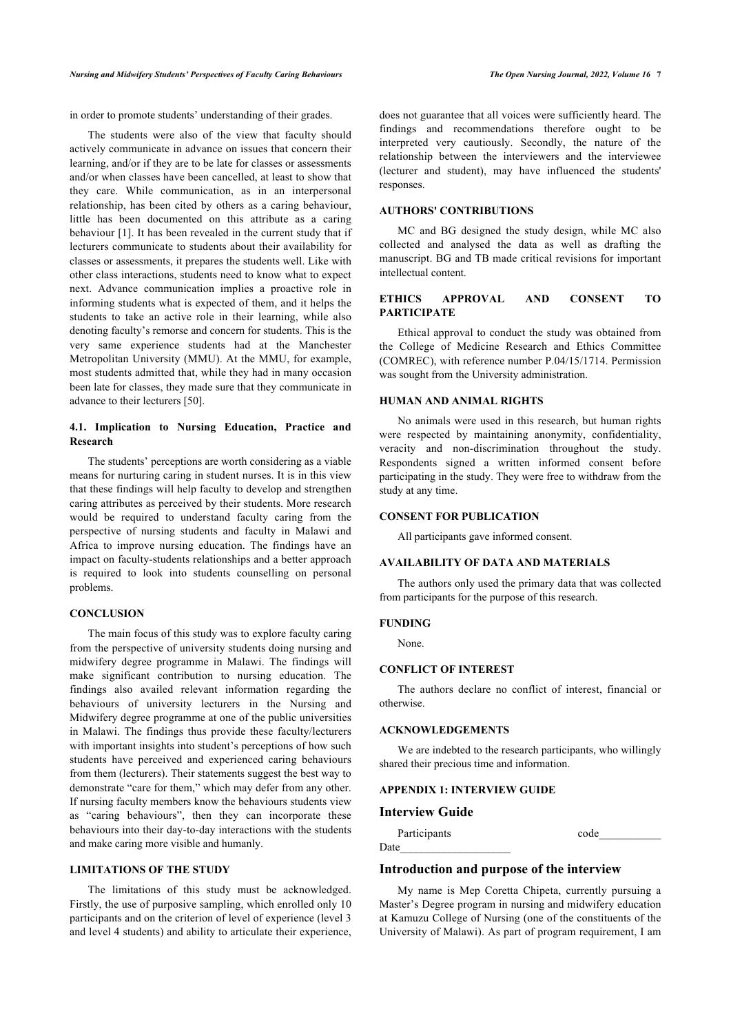in order to promote students' understanding of their grades.

The students were also of the view that faculty should actively communicate in advance on issues that concern their learning, and/or if they are to be late for classes or assessments and/or when classes have been cancelled, at least to show that they care. While communication, as in an interpersonal relationship, has been cited by others as a caring behaviour, little has been documented on this attribute as a caring behaviour [1]. It has been revealed in the current study that if lecturers communicate to students about their availability for classes or assessments, it prepares the students well. Like with other class interactions, students need to know what to expect next. Advance communication implies a proactive role in informing students what is expected of them, and it helps the students to take an active role in their learning, while also denoting faculty's remorse and concern for students. This is the very same experience students had at the Manchester Metropolitan University (MMU). At the MMU, for example, most students admitted that, while they had in many occasion been late for classes, they made sure that they communicate in advance to their lecturers [50].

### 4.1. Implication to Nursing Education, Practice and Research

The students' perceptions are worth considering as a viable means for nurturing caring in student nurses. It is in this view that these findings will help faculty to develop and strengthen caring attributes as perceived by their students. More research would be required to understand faculty caring from the perspective of nursing students and faculty in Malawi and Africa to improve nursing education. The findings have an impact on faculty-students relationships and a better approach is required to look into students counselling on personal problems.

## CONCLUSION

The main focus of this study was to explore faculty caring from the perspective of university students doing nursing and midwifery degree programme in Malawi. The findings will make significant contribution to nursing education. The findings also availed relevant information regarding the behaviours of university lecturers in the Nursing and Midwifery degree programme at one of the public universities in Malawi. The findings thus provide these faculty/lecturers with important insights into student's perceptions of how such students have perceived and experienced caring behaviours from them (lecturers). Their statements suggest the best way to demonstrate "care for them," which may defer from any other. If nursing faculty members know the behaviours students view as "caring behaviours", then they can incorporate these behaviours into their day-to-day interactions with the students and make caring more visible and humanly.

## LIMITATIONS OF THE STUDY

The limitations of this study must be acknowledged. Firstly, the use of purposive sampling, which enrolled only 10 participants and on the criterion of level of experience (level 3 and level 4 students) and ability to articulate their experience, does not guarantee that all voices were sufficiently heard. The findings and recommendations therefore ought to be interpreted very cautiously. Secondly, the nature of the relationship between the interviewers and the interviewee (lecturer and student), may have influenced the students' responses.

## AUTHORS' CONTRIBUTIONS

MC and BG designed the study design, while MC also collected and analysed the data as well as drafting the manuscript. BG and TB made critical revisions for important intellectual content.

## ETHICS APPROVAL AND CONSENT TO PARTICIPATE

Ethical approval to conduct the study was obtained from the College of Medicine Research and Ethics Committee (COMREC), with reference number P.04/15/1714. Permission was sought from the University administration.

## HUMAN AND ANIMAL RIGHTS

No animals were used in this research, but human rights were respected by maintaining anonymity, confidentiality, veracity and non-discrimination throughout the study. Respondents signed a written informed consent before participating in the study. They were free to withdraw from the study at any time.

## CONSENT FOR PUBLICATION

All participants gave informed consent.

## AVAILABILITY OF DATA AND MATERIALS

The authors only used the primary data that was collected from participants for the purpose of this research.

## FUNDING

None.

## CONFLICT OF INTEREST

The authors declare no conflict of interest, financial or otherwise.

## ACKNOWLEDGEMENTS

We are indebted to the research participants, who willingly shared their precious time and information.

## APPENDIX 1: INTERVIEW GUIDE

### Interview Guide

Participants code___________
Date____________________

### Introduction and purpose of the interview

My name is Mep Coretta Chipeta, currently pursuing a Master's Degree program in nursing and midwifery education at Kamuzu College of Nursing (one of the constituents of the University of Malawi). As part of program requirement, I am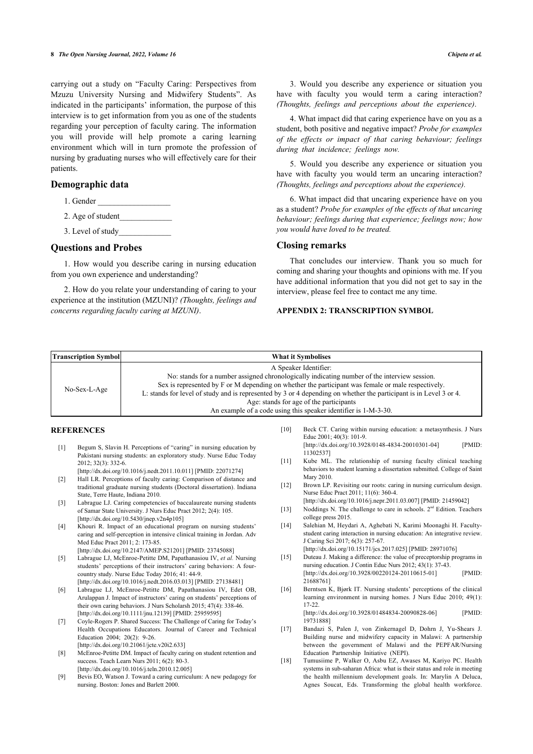carrying out a study on "Faculty Caring: Perspectives from Mzuzu University Nursing and Midwifery Students". As indicated in the participants' information, the purpose of this interview is to get information from you as one of the students regarding your perception of faculty caring. The information you will provide will help promote a caring learning environment which will in turn promote the profession of nursing by graduating nurses who will effectively care for their patients.

## Demographic data

1. Gender __________________
2. Age of student_____________
3. Level of study_____________

## Questions and Probes

1. How would you describe caring in nursing education from you own experience and understanding?

2. How do you relate your understanding of caring to your experience at the institution (MZUNI)? *(Thoughts, feelings and concerns regarding faculty caring at MZUNI)*.

3. Would you describe any experience or situation you have with faculty you would term a caring interaction? *(Thoughts, feelings and perceptions about the experience)*.

4. What impact did that caring experience have on you as a student, both positive and negative impact? *Probe for examples of the effects or impact of that caring behaviour; feelings during that incidence; feelings now.*

5. Would you describe any experience or situation you have with faculty you would term an uncaring interaction? *(Thoughts, feelings and perceptions about the experience).*

6. What impact did that uncaring experience have on you as a student? *Probe for examples of the effects of that uncaring behaviour; feelings during that experience; feelings now; how you would have loved to be treated.*

## Closing remarks

That concludes our interview. Thank you so much for coming and sharing your thoughts and opinions with me. If you have additional information that you did not get to say in the interview, please feel free to contact me any time.

**APPENDIX 2: TRANSCRIPTION SYMBOL**

| Transcription Symbol | What it Symbolises |
|---|---|
| No-Sex-L-Age | A Speaker Identifier:<br>No: stands for a number assigned chronologically indicating number of the interview session.<br>Sex is represented by F or M depending on whether the participant was female or male respectively.<br>L: stands for level of study and is represented by 3 or 4 depending on whether the participant is in Level 3 or 4.<br>Age: stands for age of the participants<br>An example of a code using this speaker identifier is 1-M-3-30. |

## REFERENCES

[1] Begum S, Slavin H. Perceptions of "caring" in nursing education by Pakistani nursing students: an exploratory study. Nurse Educ Today 2012; 32(3): 332-6. [http://dx.doi.org/10.1016/j.nedt.2011.10.011] [PMID: 22071274]

[2] Hall LR. Perceptions of faculty caring: Comparison of distance and traditional graduate nursing students (Doctoral dissertation). Indiana State, Terre Haute, Indiana 2010.

[3] Labrague LJ. Caring competencies of baccalaureate nursing students of Samar State University. J Nurs Educ Pract 2012; 2(4): 105. [http://dx.doi.org/10.5430/jnep.v2n4p105]

[4] Khouri R. Impact of an educational program on nursing students' caring and self-perception in intensive clinical training in Jordan. Adv Med Educ Pract 2011; 2: 173-85. [http://dx.doi.org/10.2147/AMEP.S21201] [PMID: 23745088]

[5] Labrague LJ, McEnroe-Petitte DM, Papathanasiou IV, *et al.* Nursing students' perceptions of their instructors' caring behaviors: A four-country study. Nurse Educ Today 2016; 41: 44-9. [http://dx.doi.org/10.1016/j.nedt.2016.03.013] [PMID: 27138481]

[6] Labrague LJ, McEnroe-Petitte DM, Papathanasiou IV, Edet OB, Arulappan J. Impact of instructors' caring on students' perceptions of their own caring behaviors. J Nurs Scholarsh 2015; 47(4): 338-46. [http://dx.doi.org/10.1111/jnu.12139] [PMID: 25959595]

[7] Coyle-Rogers P. Shared Success: The Challenge of Caring for Today's Health Occupations Educators. Journal of Career and Technical Education 2004; 20(2): 9-26. [http://dx.doi.org/10.21061/jcte.v20i2.633]

[8] McEnroe-Petitte DM. Impact of faculty caring on student retention and success. Teach Learn Nurs 2011; 6(2): 80-3. [http://dx.doi.org/10.1016/j.teln.2010.12.005]

[9] Bevis EO, Watson J. Toward a caring curriculum: A new pedagogy for nursing. Boston: Jones and Barlett 2000.

[10] Beck CT. Caring within nursing education: a metasynthesis. J Nurs Educ 2001; 40(3): 101-9. [http://dx.doi.org/10.3928/0148-4834-20010301-04] [PMID: 11302537]

[11] Kube ML. The relationship of nursing faculty clinical teaching behaviors to student learning a dissertation submitted. College of Saint Mary 2010.

[12] Brown LP. Revisiting our roots: caring in nursing curriculum design. Nurse Educ Pract 2011; 11(6): 360-4. [http://dx.doi.org/10.1016/j.nepr.2011.03.007] [PMID: 21459042]

[13] Noddings N. The challenge to care in schools. 2nd Edition. Teachers college press 2015.

[14] Salehian M, Heydari A, Aghebati N, Karimi Moonaghi H. Faculty-student caring interaction in nursing education: An integrative review. J Caring Sci 2017; 6(3): 257-67. [http://dx.doi.org/10.15171/jcs.2017.025] [PMID: 28971076]

[15] Duteau J. Making a difference: the value of preceptorship programs in nursing education. J Contin Educ Nurs 2012; 43(1): 37-43. [http://dx.doi.org/10.3928/00220124-20110615-01] [PMID: 21688761]

[16] Berntsen K, Bjørk IT. Nursing students' perceptions of the clinical learning environment in nursing homes. J Nurs Educ 2010; 49(1): 17-22. [http://dx.doi.org/10.3928/01484834-20090828-06] [PMID: 19731888]

[17] Bandazi S, Palen J, von Zinkernagel D, Dohrn J, Yu-Shears J. Building nurse and midwifery capacity in Malawi: A partnership between the government of Malawi and the PEPFAR/Nursing Education Partnership Initiative (NEPI).

[18] Tumusiime P, Walker O, Asbu EZ, Awases M, Kariyo PC. Health systems in sub-saharan Africa: what is their status and role in meeting the health millennium development goals. In: Marylin A Deluca, Agnes Soucat, Eds. Transforming the global health workforce.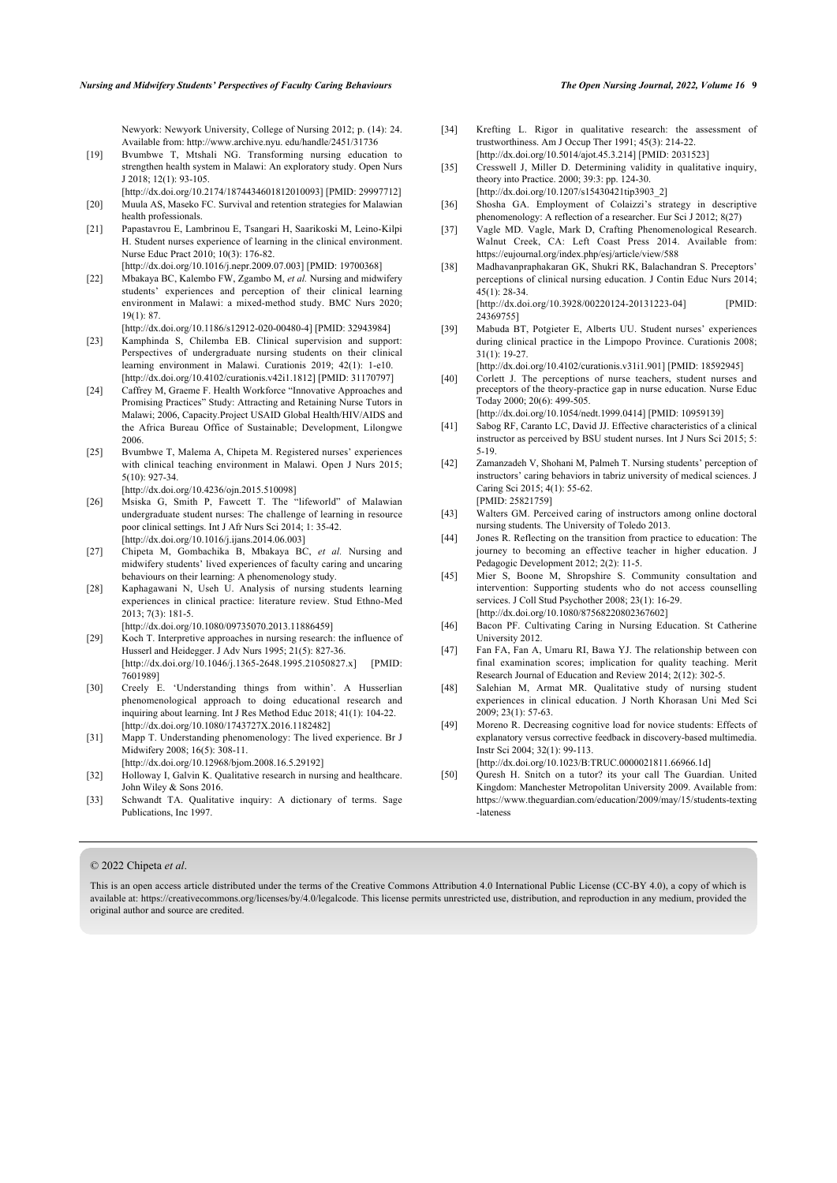Newyork: Newyork University, College of Nursing 2012; p. (14): 24. Available from: http://www.archive.nyu. edu/handle/2451/31736

[19] Bvumbwe T, Mtshali NG. Transforming nursing education to strengthen health system in Malawi: An exploratory study. Open Nurs J 2018; 12(1): 93-105. [http://dx.doi.org/10.2174/1874434601812010093] [PMID: 29997712]

[20] Muula AS, Maseko FC. Survival and retention strategies for Malawian health professionals.

[21] Papastavrou E, Lambrinou E, Tsangari H, Saarikoski M, Leino-Kilpi H. Student nurses experience of learning in the clinical environment. Nurse Educ Pract 2010; 10(3): 176-82. [http://dx.doi.org/10.1016/j.nepr.2009.07.003] [PMID: 19700368]

[22] Mbakaya BC, Kalembo FW, Zgambo M, *et al.* Nursing and midwifery students' experiences and perception of their clinical learning environment in Malawi: a mixed-method study. BMC Nurs 2020; 19(1): 87. [http://dx.doi.org/10.1186/s12912-020-00480-4] [PMID: 32943984]

[23] Kamphinda S, Chilemba EB. Clinical supervision and support: Perspectives of undergraduate nursing students on their clinical learning environment in Malawi. Curationis 2019; 42(1): 1-e10. [http://dx.doi.org/10.4102/curationis.v42i1.1812] [PMID: 31170797]

[24] Caffrey M, Graeme F. Health Workforce "Innovative Approaches and Promising Practices" Study: Attracting and Retaining Nurse Tutors in Malawi; 2006, Capacity.Project USAID Global Health/HIV/AIDS and the Africa Bureau Office of Sustainable; Development, Lilongwe 2006.

[25] Bvumbwe T, Malema A, Chipeta M. Registered nurses' experiences with clinical teaching environment in Malawi. Open J Nurs 2015; 5(10): 927-34. [http://dx.doi.org/10.4236/ojn.2015.510098]

[26] Msiska G, Smith P, Fawcett T. The "lifeworld" of Malawian undergraduate student nurses: The challenge of learning in resource poor clinical settings. Int J Afr Nurs Sci 2014; 1: 35-42. [http://dx.doi.org/10.1016/j.ijans.2014.06.003]

[27] Chipeta M, Gombachika B, Mbakaya BC, *et al.* Nursing and midwifery students' lived experiences of faculty caring and uncaring behaviours on their learning: A phenomenology study.

[28] Kaphagawani N, Useh U. Analysis of nursing students learning experiences in clinical practice: literature review. Stud Ethno-Med 2013; 7(3): 181-5. [http://dx.doi.org/10.1080/09735070.2013.11886459]

[29] Koch T. Interpretive approaches in nursing research: the influence of Husserl and Heidegger. J Adv Nurs 1995; 21(5): 827-36. [http://dx.doi.org/10.1046/j.1365-2648.1995.21050827.x] [PMID: 7601989]

[30] Creely E. 'Understanding things from within'. A Husserlian phenomenological approach to doing educational research and inquiring about learning. Int J Res Method Educ 2018; 41(1): 104-22. [http://dx.doi.org/10.1080/1743727X.2016.1182482]

[31] Mapp T. Understanding phenomenology: The lived experience. Br J Midwifery 2008; 16(5): 308-11. [http://dx.doi.org/10.12968/bjom.2008.16.5.29192]

[32] Holloway I, Galvin K. Qualitative research in nursing and healthcare. John Wiley & Sons 2016.

[33] Schwandt TA. Qualitative inquiry: A dictionary of terms. Sage Publications, Inc 1997.

[34] Krefting L. Rigor in qualitative research: the assessment of trustworthiness. Am J Occup Ther 1991; 45(3): 214-22. [http://dx.doi.org/10.5014/ajot.45.3.214] [PMID: 2031523]

[35] Cresswell J, Miller D. Determining validity in qualitative inquiry, theory into Practice. 2000; 39:3: pp. 124-30. [http://dx.doi.org/10.1207/s15430421tip3903_2]

[36] Shosha GA. Employment of Colaizzi's strategy in descriptive phenomenology: A reflection of a researcher. Eur Sci J 2012; 8(27)

[37] Vagle MD. Vagle, Mark D, Crafting Phenomenological Research. Walnut Creek, CA: Left Coast Press 2014. Available from: https://eujournal.org/index.php/esj/article/view/588

[38] Madhavanpraphakaran GK, Shukri RK, Balachandran S. Preceptors' perceptions of clinical nursing education. J Contin Educ Nurs 2014; 45(1): 28-34. [http://dx.doi.org/10.3928/00220124-20131223-04] [PMID: 24369755]

[39] Mabuda BT, Potgieter E, Alberts UU. Student nurses' experiences during clinical practice in the Limpopo Province. Curationis 2008; 31(1): 19-27. [http://dx.doi.org/10.4102/curationis.v31i1.901] [PMID: 18592945]

[40] Corlett J. The perceptions of nurse teachers, student nurses and preceptors of the theory-practice gap in nurse education. Nurse Educ Today 2000; 20(6): 499-505. [http://dx.doi.org/10.1054/nedt.1999.0414] [PMID: 10959139]

[41] Sabog RF, Caranto LC, David JJ. Effective characteristics of a clinical instructor as perceived by BSU student nurses. Int J Nurs Sci 2015; 5: 5-19.

[42] Zamanzadeh V, Shohani M, Palmeh T. Nursing students' perception of instructors' caring behaviors in tabriz university of medical sciences. J Caring Sci 2015; 4(1): 55-62. [PMID: 25821759]

[43] Walters GM. Perceived caring of instructors among online doctoral nursing students. The University of Toledo 2013.

[44] Jones R. Reflecting on the transition from practice to education: The journey to becoming an effective teacher in higher education. J Pedagogic Development 2012; 2(2): 11-5.

[45] Mier S, Boone M, Shropshire S. Community consultation and intervention: Supporting students who do not access counselling services. J Coll Stud Psychother 2008; 23(1): 16-29. [http://dx.doi.org/10.1080/87568220802367602]

[46] Bacon PF. Cultivating Caring in Nursing Education. St Catherine University 2012.

[47] Fan FA, Fan A, Umaru RI, Bawa YJ. The relationship between con final examination scores; implication for quality teaching. Merit Research Journal of Education and Review 2014; 2(12): 302-5.

[48] Salehian M, Armat MR. Qualitative study of nursing student experiences in clinical education. J North Khorasan Uni Med Sci 2009; 23(1): 57-63.

[49] Moreno R. Decreasing cognitive load for novice students: Effects of explanatory versus corrective feedback in discovery-based multimedia. Instr Sci 2004; 32(1): 99-113. [http://dx.doi.org/10.1023/B:TRUC.0000021811.66966.1d]

[50] Quresh H. Snitch on a tutor? its your call The Guardian. United Kingdom: Manchester Metropolitan University 2009. Available from: https://www.theguardian.com/education/2009/may/15/students-texting-lateness

© 2022 Chipeta *et al*.

This is an open access article distributed under the terms of the Creative Commons Attribution 4.0 International Public License (CC-BY 4.0), a copy of which is available at: https://creativecommons.org/licenses/by/4.0/legalcode. This license permits unrestricted use, distribution, and reproduction in any medium, provided the original author and source are credited.